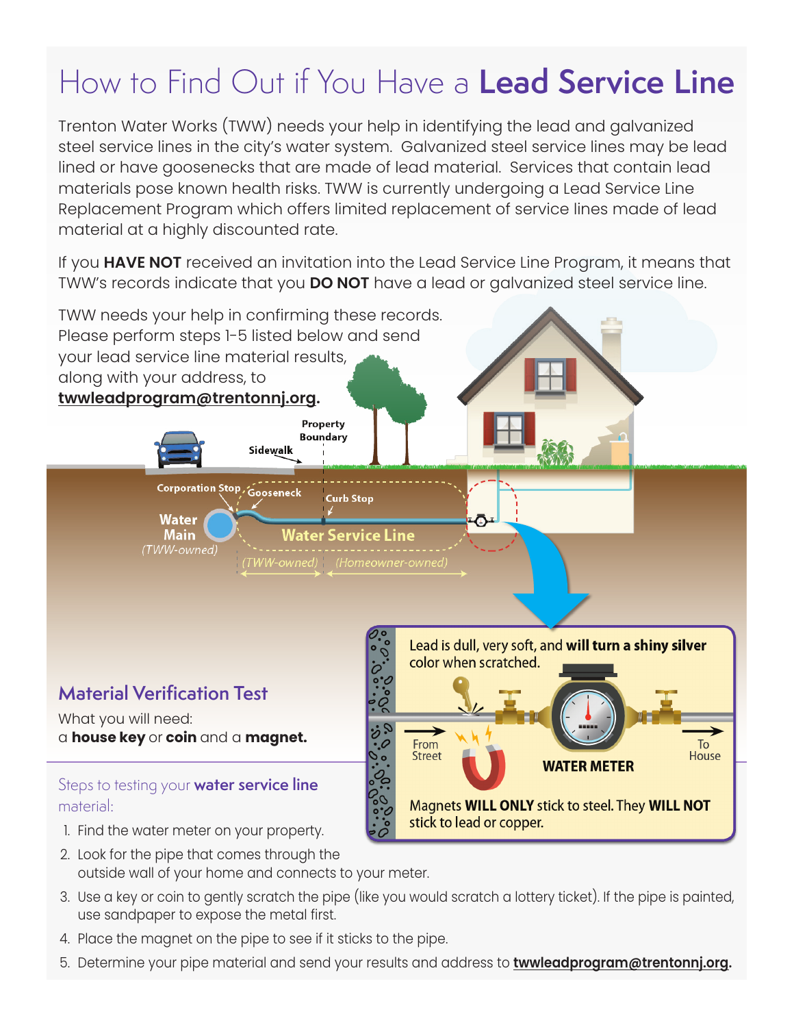# How to Find Out if You Have a **Lead Service Line**

Trenton Water Works (TWW) needs your help in identifying the lead and galvanized steel service lines in the city's water system. Galvanized steel service lines may be lead lined or have goosenecks that are made of lead material. Services that contain lead materials pose known health risks. TWW is currently undergoing a Lead Service Line Replacement Program which offers limited replacement of service lines made of lead material at a highly discounted rate.

If you **HAVE NOT** received an invitation into the Lead Service Line Program, it means that TWW's records indicate that you **DO NOT** have a lead or galvanized steel service line.

TWW needs your help in confirming these records. Please perform steps 1-5 listed below and send your lead service line material results, along with your address, to **twwleadprogram@trentonnj.org**.

Property Boundary

Sidewalk

Corporation Stop

Gooseneck

Curb Stop

Water Main (TWW-owned)

Water Service Line

(TWW-owned) (Homeowner-owned)

Lead is dull, very soft, and **will turn a shiny silver** color when scratched.

From Street

WATER METER

To House

Magnets **WILL ONLY** stick to steel. They **WILL NOT** stick to lead or copper.

## Material Verification Test

What you will need:
a **house key** or **coin** and a **magnet.**

### Steps to testing your **water service line** material:

1. Find the water meter on your property.
2. Look for the pipe that comes through the outside wall of your home and connects to your meter.
3. Use a key or coin to gently scratch the pipe (like you would scratch a lottery ticket). If the pipe is painted, use sandpaper to expose the metal first.
4. Place the magnet on the pipe to see if it sticks to the pipe.
5. Determine your pipe material and send your results and address to **twwleadprogram@trentonnj.org**.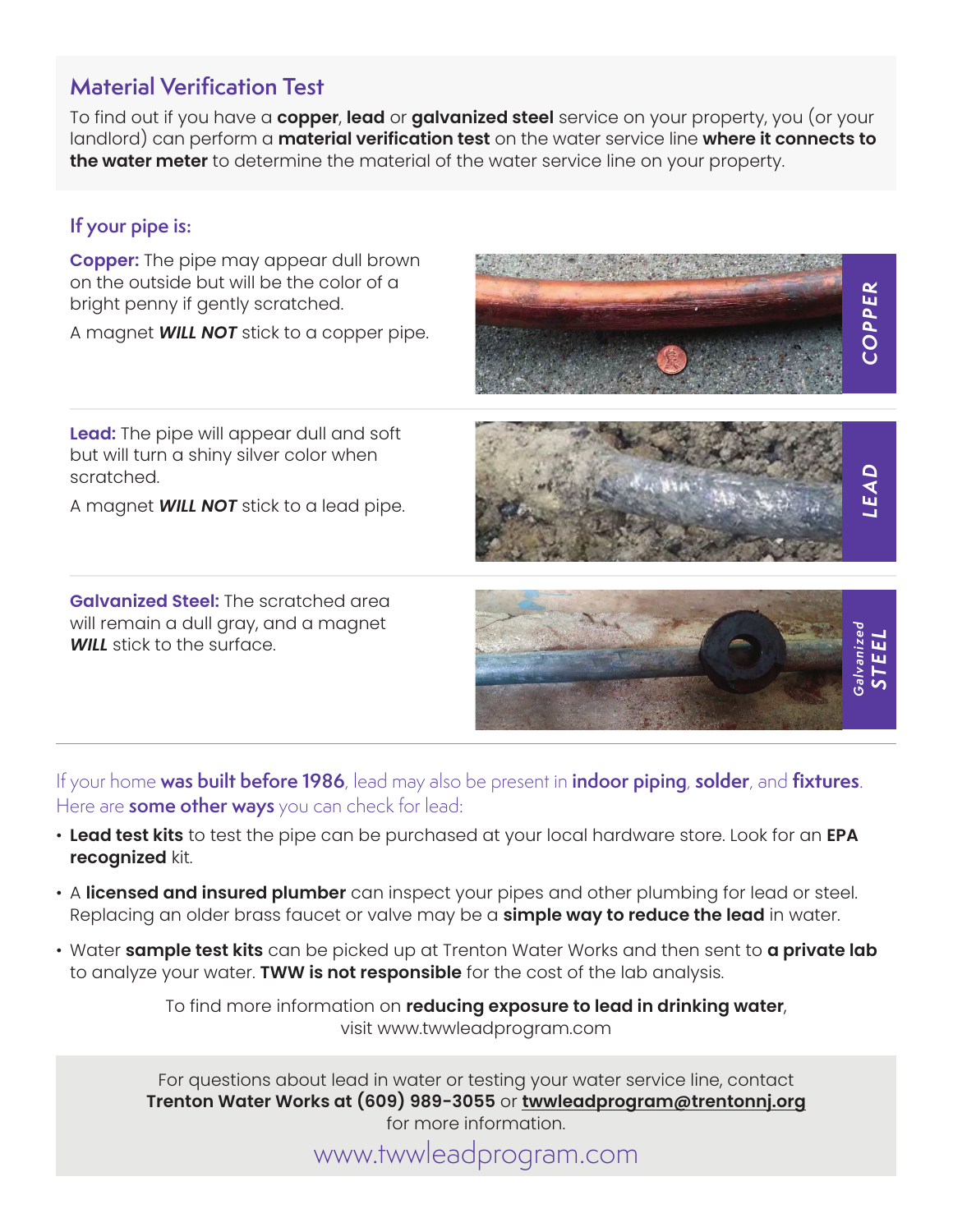## Material Verification Test

To find out if you have a **copper**, **lead** or **galvanized steel** service on your property, you (or your landlord) can perform a **material verification test** on the water service line **where it connects to the water meter** to determine the material of the water service line on your property.

### If your pipe is:

**Copper:** The pipe may appear dull brown on the outside but will be the color of a bright penny if gently scratched.

A magnet ***WILL NOT*** stick to a copper pipe.

COPPER

**Lead:** The pipe will appear dull and soft but will turn a shiny silver color when scratched.

A magnet ***WILL NOT*** stick to a lead pipe.

LEAD

**Galvanized Steel:** The scratched area will remain a dull gray, and a magnet ***WILL*** stick to the surface.

Galvanized STEEL

If your home **was built before 1986**, lead may also be present in **indoor piping**, **solder**, and **fixtures**. Here are **some other ways** you can check for lead:

- **Lead test kits** to test the pipe can be purchased at your local hardware store. Look for an **EPA recognized** kit.
- A **licensed and insured plumber** can inspect your pipes and other plumbing for lead or steel. Replacing an older brass faucet or valve may be a **simple way to reduce the lead** in water.
- Water **sample test kits** can be picked up at Trenton Water Works and then sent to **a private lab** to analyze your water. **TWW is not responsible** for the cost of the lab analysis.

To find more information on **reducing exposure to lead in drinking water**, visit www.twwleadprogram.com

For questions about lead in water or testing your water service line, contact **Trenton Water Works at (609) 989-3055** or **twwleadprogram@trentonnj.org** for more information.

www.twwleadprogram.com